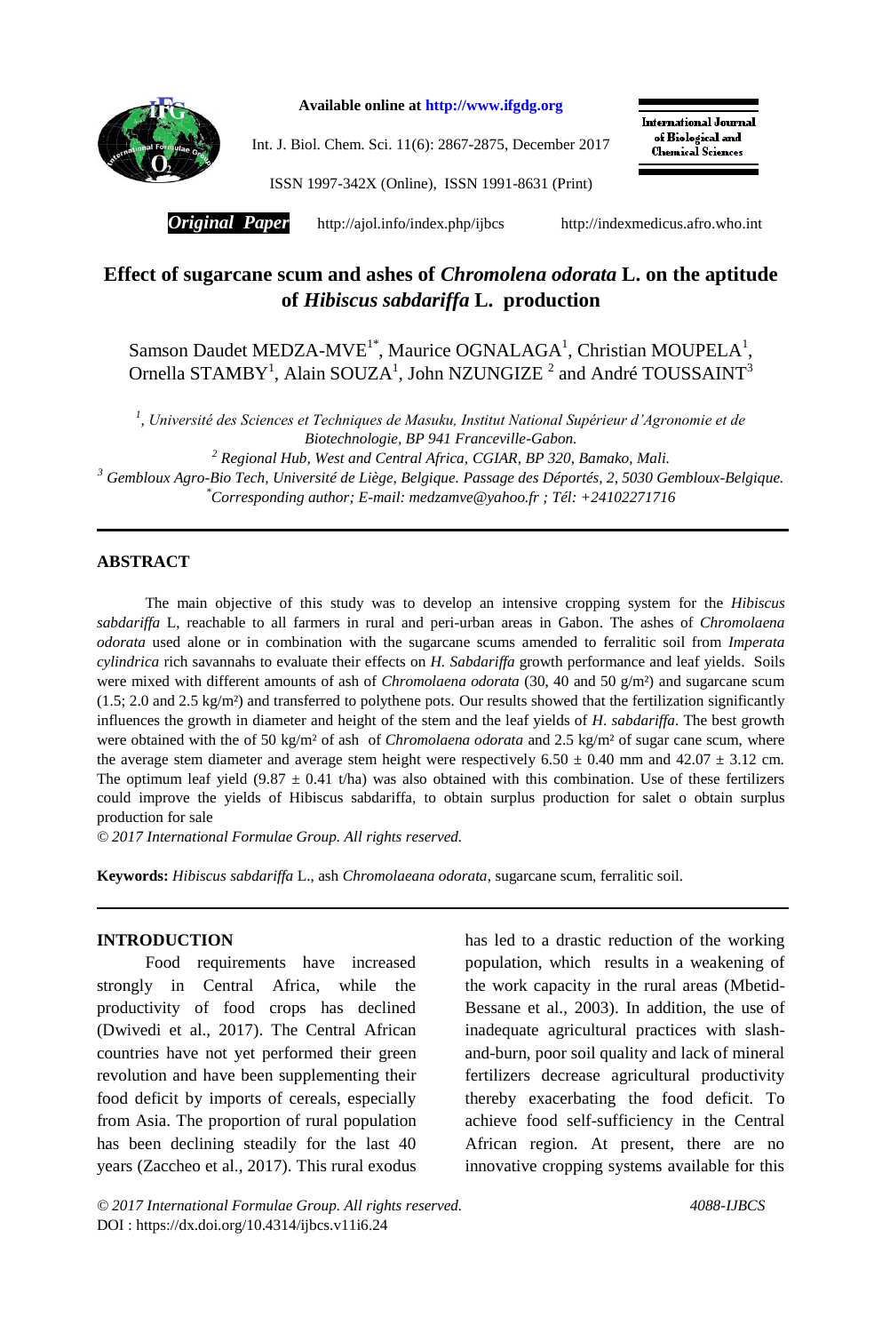Available online at http://www.ifgdg.org

Int. J. Biol. Chem. Sci. 11(6): 2867-2875, December 2017

ISSN 1997-342X (Online), ISSN 1991-8631 (Print)

International Journal of Biological and Chemical Sciences

***Original Paper*** http://ajol.info/index.php/ijbcs http://indexmedicus.afro.who.int

# Effect of sugarcane scum and ashes of *Chromolena odorata* L. on the aptitude of *Hibiscus sabdariffa* L. production

Samson Daudet MEDZA-MVE[1*], Maurice OGNALAGA[1], Christian MOUPELA[1], Ornella STAMBY[1], Alain SOUZA[1], John NZUNGIZE [2] and André TOUSSAINT[3]

*[1], Université des Sciences et Techniques de Masuku, Institut National Supérieur d'Agronomie et de Biotechnologie, BP 941 Franceville-Gabon.*

*[2] Regional Hub, West and Central Africa, CGIAR, BP 320, Bamako, Mali.*

*[3] Gembloux Agro-Bio Tech, Université de Liège, Belgique. Passage des Déportés, 2, 5030 Gembloux-Belgique.*

*[*]Corresponding author; E-mail: medzamve@yahoo.fr ; Tél: +24102271716*

## ABSTRACT

The main objective of this study was to develop an intensive cropping system for the *Hibiscus sabdariffa* L, reachable to all farmers in rural and peri-urban areas in Gabon. The ashes of *Chromolaena odorata* used alone or in combination with the sugarcane scums amended to ferralitic soil from *Imperata cylindrica* rich savannahs to evaluate their effects on *H. Sabdariffa* growth performance and leaf yields. Soils were mixed with different amounts of ash of *Chromolaena odorata* (30, 40 and 50 g/m²) and sugarcane scum (1.5; 2.0 and 2.5 kg/m²) and transferred to polythene pots. Our results showed that the fertilization significantly influences the growth in diameter and height of the stem and the leaf yields of *H. sabdariffa*. The best growth were obtained with the of 50 kg/m² of ash of *Chromolaena odorata* and 2.5 kg/m² of sugar cane scum, where the average stem diameter and average stem height were respectively 6.50 ± 0.40 mm and 42.07 ± 3.12 cm. The optimum leaf yield (9.87 ± 0.41 t/ha) was also obtained with this combination. Use of these fertilizers could improve the yields of Hibiscus sabdariffa, to obtain surplus production for salet o obtain surplus production for sale

*© 2017 International Formulae Group. All rights reserved.*

**Keywords:** *Hibiscus sabdariffa* L., ash *Chromolaeana odorata*, sugarcane scum, ferralitic soil.

## INTRODUCTION

Food requirements have increased strongly in Central Africa, while the productivity of food crops has declined (Dwivedi et al., 2017). The Central African countries have not yet performed their green revolution and have been supplementing their food deficit by imports of cereals, especially from Asia. The proportion of rural population has been declining steadily for the last 40 years (Zaccheo et al., 2017). This rural exodus has led to a drastic reduction of the working population, which results in a weakening of the work capacity in the rural areas (Mbetid-Bessane et al., 2003). In addition, the use of inadequate agricultural practices with slash-and-burn, poor soil quality and lack of mineral fertilizers decrease agricultural productivity thereby exacerbating the food deficit. To achieve food self-sufficiency in the Central African region. At present, there are no innovative cropping systems available for this

*© 2017 International Formulae Group. All rights reserved.* 4088-IJBCS

DOI : https://dx.doi.org/10.4314/ijbcs.v11i6.24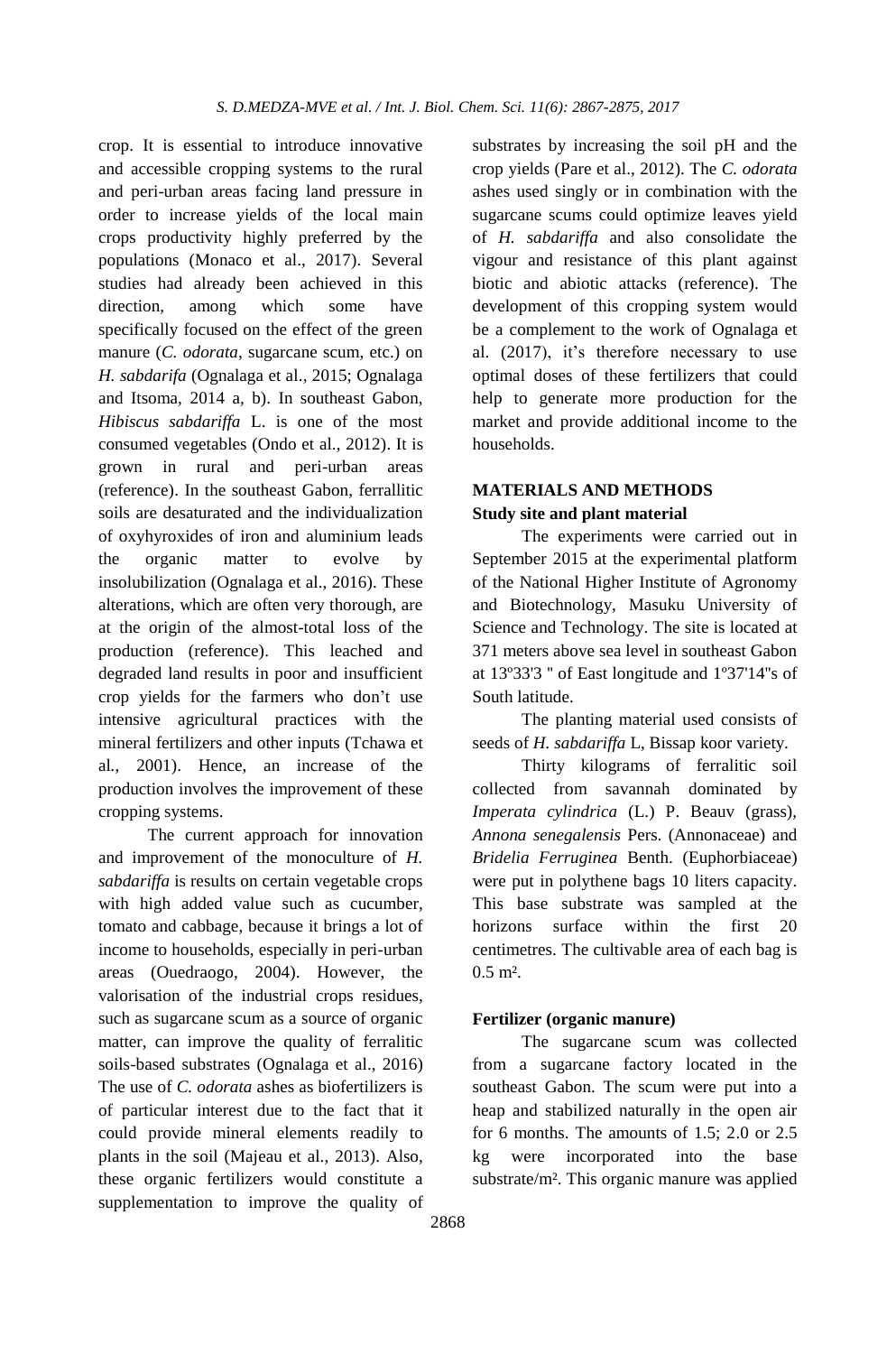crop. It is essential to introduce innovative and accessible cropping systems to the rural and peri-urban areas facing land pressure in order to increase yields of the local main crops productivity highly preferred by the populations (Monaco et al., 2017). Several studies had already been achieved in this direction, among which some have specifically focused on the effect of the green manure (*C. odorata*, sugarcane scum, etc.) on *H. sabdarifa* (Ognalaga et al., 2015; Ognalaga and Itsoma, 2014 a, b). In southeast Gabon, *Hibiscus sabdariffa* L. is one of the most consumed vegetables (Ondo et al., 2012). It is grown in rural and peri-urban areas (reference). In the southeast Gabon, ferrallitic soils are desaturated and the individualization of oxyhyroxides of iron and aluminium leads the organic matter to evolve by insolubilization (Ognalaga et al., 2016). These alterations, which are often very thorough, are at the origin of the almost-total loss of the production (reference). This leached and degraded land results in poor and insufficient crop yields for the farmers who don't use intensive agricultural practices with the mineral fertilizers and other inputs (Tchawa et al., 2001). Hence, an increase of the production involves the improvement of these cropping systems.

The current approach for innovation and improvement of the monoculture of *H. sabdariffa* is results on certain vegetable crops with high added value such as cucumber, tomato and cabbage, because it brings a lot of income to households, especially in peri-urban areas (Ouedraogo, 2004). However, the valorisation of the industrial crops residues, such as sugarcane scum as a source of organic matter, can improve the quality of ferralitic soils-based substrates (Ognalaga et al., 2016) The use of *C. odorata* ashes as biofertilizers is of particular interest due to the fact that it could provide mineral elements readily to plants in the soil (Majeau et al., 2013). Also, these organic fertilizers would constitute a supplementation to improve the quality of substrates by increasing the soil pH and the crop yields (Pare et al., 2012). The *C. odorata* ashes used singly or in combination with the sugarcane scums could optimize leaves yield of *H. sabdariffa* and also consolidate the vigour and resistance of this plant against biotic and abiotic attacks (reference). The development of this cropping system would be a complement to the work of Ognalaga et al. (2017), it's therefore necessary to use optimal doses of these fertilizers that could help to generate more production for the market and provide additional income to the households.

## MATERIALS AND METHODS

### Study site and plant material

The experiments were carried out in September 2015 at the experimental platform of the National Higher Institute of Agronomy and Biotechnology, Masuku University of Science and Technology. The site is located at 371 meters above sea level in southeast Gabon at 13º33'3 " of East longitude and 1º37'14"s of South latitude.

The planting material used consists of seeds of *H. sabdariffa* L, Bissap koor variety.

Thirty kilograms of ferralitic soil collected from savannah dominated by *Imperata cylindrica* (L.) P. Beauv (grass), *Annona senegalensis* Pers. (Annonaceae) and *Bridelia Ferruginea* Benth. (Euphorbiaceae) were put in polythene bags 10 liters capacity. This base substrate was sampled at the horizons surface within the first 20 centimetres. The cultivable area of each bag is 0.5 m².

### Fertilizer (organic manure)

The sugarcane scum was collected from a sugarcane factory located in the southeast Gabon. The scum were put into a heap and stabilized naturally in the open air for 6 months. The amounts of 1.5; 2.0 or 2.5 kg were incorporated into the base substrate/m². This organic manure was applied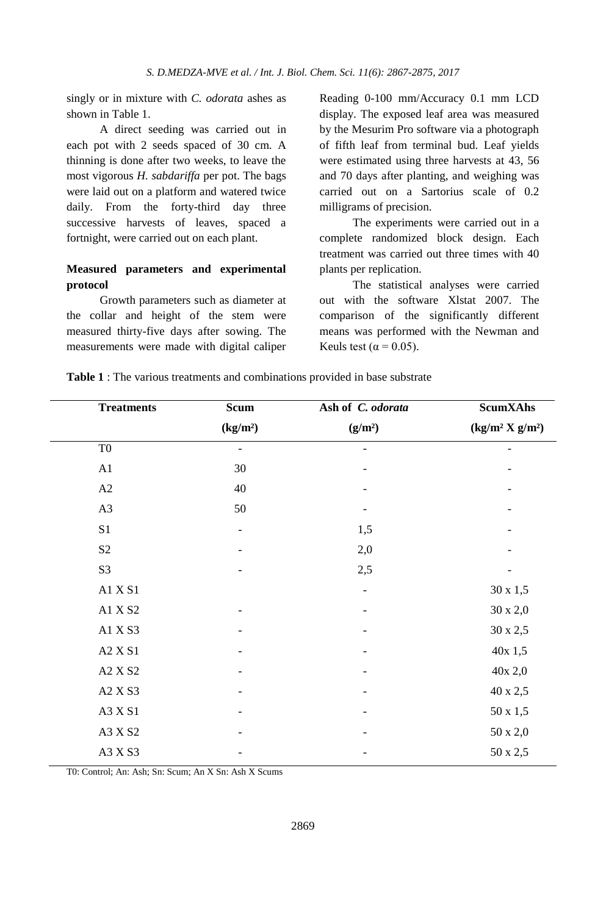singly or in mixture with *C. odorata* ashes as shown in Table 1.

A direct seeding was carried out in each pot with 2 seeds spaced of 30 cm. A thinning is done after two weeks, to leave the most vigorous *H. sabdariffa* per pot. The bags were laid out on a platform and watered twice daily. From the forty-third day three successive harvests of leaves, spaced a fortnight, were carried out on each plant.

### Measured parameters and experimental protocol

Growth parameters such as diameter at the collar and height of the stem were measured thirty-five days after sowing. The measurements were made with digital caliper Reading 0-100 mm/Accuracy 0.1 mm LCD display. The exposed leaf area was measured by the Mesurim Pro software via a photograph of fifth leaf from terminal bud. Leaf yields were estimated using three harvests at 43, 56 and 70 days after planting, and weighing was carried out on a Sartorius scale of 0.2 milligrams of precision.

The experiments were carried out in a complete randomized block design. Each treatment was carried out three times with 40 plants per replication.

The statistical analyses were carried out with the software Xlstat 2007. The comparison of the significantly different means was performed with the Newman and Keuls test ($\alpha = 0.05$).

**Table 1** : The various treatments and combinations provided in base substrate

| Treatments | Scum (kg/m²) | Ash of *C. odorata* (g/m²) | ScumXAhs (kg/m² X g/m²) |
|---|---|---|---|
| T0 | - | - | - |
| A1 | 30 | - | - |
| A2 | 40 | - | - |
| A3 | 50 | - | - |
| S1 | - | 1,5 | - |
| S2 | - | 2,0 | - |
| S3 | - | 2,5 | - |
| A1 X S1 | | - | 30 x 1,5 |
| A1 X S2 | - | - | 30 x 2,0 |
| A1 X S3 | - | - | 30 x 2,5 |
| A2 X S1 | - | - | 40x 1,5 |
| A2 X S2 | - | - | 40x 2,0 |
| A2 X S3 | - | - | 40 x 2,5 |
| A3 X S1 | - | - | 50 x 1,5 |
| A3 X S2 | - | - | 50 x 2,0 |
| A3 X S3 | - | - | 50 x 2,5 |

T0: Control; An: Ash; Sn: Scum; An X Sn: Ash X Scums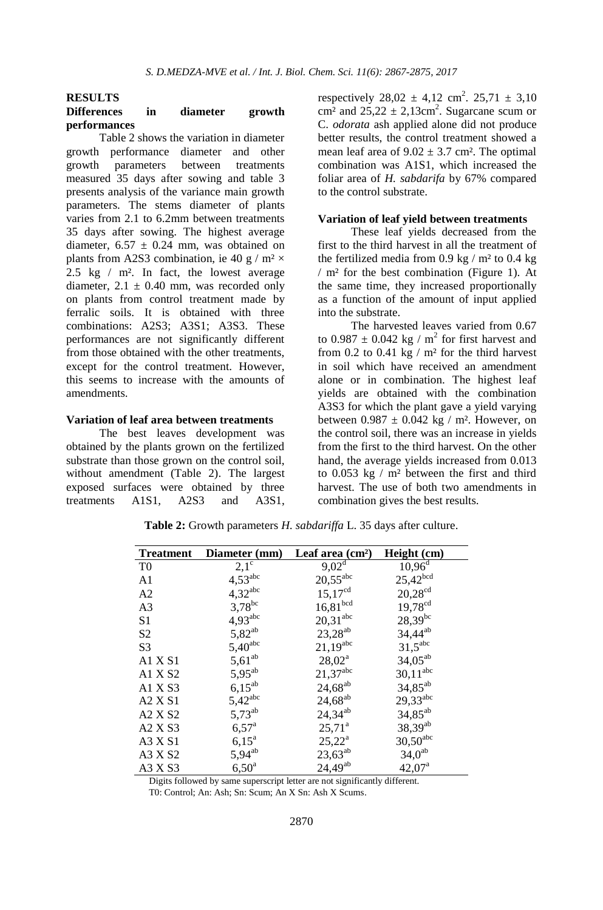## RESULTS

### Differences in diameter growth performances

Table 2 shows the variation in diameter growth performance diameter and other growth parameters between treatments measured 35 days after sowing and table 3 presents analysis of the variance main growth parameters. The stems diameter of plants varies from 2.1 to 6.2mm between treatments 35 days after sowing. The highest average diameter, 6.57 ± 0.24 mm, was obtained on plants from A2S3 combination, ie 40 g / m² × 2.5 kg / m². In fact, the lowest average diameter, 2.1 ± 0.40 mm, was recorded only on plants from control treatment made by ferralic soils. It is obtained with three combinations: A2S3; A3S1; A3S3. These performances are not significantly different from those obtained with the other treatments, except for the control treatment. However, this seems to increase with the amounts of amendments.

### Variation of leaf area between treatments

The best leaves development was obtained by the plants grown on the fertilized substrate than those grown on the control soil, without amendment (Table 2). The largest exposed surfaces were obtained by three treatments A1S1, A2S3 and A3S1, respectively 28,02 ± 4,12 cm$^2$. 25,71 ± 3,10 cm² and 25,22 ± 2,13cm$^2$. Sugarcane scum or C. *odorata* ash applied alone did not produce better results, the control treatment showed a mean leaf area of 9.02 ± 3.7 cm². The optimal combination was A1S1, which increased the foliar area of *H. sabdarifa* by 67% compared to the control substrate.

### Variation of leaf yield between treatments

These leaf yields decreased from the first to the third harvest in all the treatment of the fertilized media from 0.9 kg / m² to 0.4 kg / m² for the best combination (Figure 1). At the same time, they increased proportionally as a function of the amount of input applied into the substrate.

The harvested leaves varied from 0.67 to 0.987 ± 0.042 kg / m$^2$ for first harvest and from 0.2 to 0.41 kg / m² for the third harvest in soil which have received an amendment alone or in combination. The highest leaf yields are obtained with the combination A3S3 for which the plant gave a yield varying between 0.987 ± 0.042 kg / m². However, on the control soil, there was an increase in yields from the first to the third harvest. On the other hand, the average yields increased from 0.013 to 0.053 kg / m² between the first and third harvest. The use of both two amendments in combination gives the best results.

**Table 2:** Growth parameters *H. sabdariffa* L. 35 days after culture.

| Treatment | Diameter (mm) | Leaf area (cm²) | Height (cm) |
|---|---|---|---|
| T0 | 2,1$^{c}$ | 9,02$^{d}$ | 10,96$^{d}$ |
| A1 | 4,53$^{abc}$ | 20,55$^{abc}$ | 25,42$^{bcd}$ |
| A2 | 4,32$^{abc}$ | 15,17$^{cd}$ | 20,28$^{cd}$ |
| A3 | 3,78$^{bc}$ | 16,81$^{bcd}$ | 19,78$^{cd}$ |
| S1 | 4,93$^{abc}$ | 20,31$^{abc}$ | 28,39$^{bc}$ |
| S2 | 5,82$^{ab}$ | 23,28$^{ab}$ | 34,44$^{ab}$ |
| S3 | 5,40$^{abc}$ | 21,19$^{abc}$ | 31,5$^{abc}$ |
| A1 X S1 | 5,61$^{ab}$ | 28,02$^{a}$ | 34,05$^{ab}$ |
| A1 X S2 | 5,95$^{ab}$ | 21,37$^{abc}$ | 30,11$^{abc}$ |
| A1 X S3 | 6,15$^{ab}$ | 24,68$^{ab}$ | 34,85$^{ab}$ |
| A2 X S1 | 5,42$^{abc}$ | 24,68$^{ab}$ | 29,33$^{abc}$ |
| A2 X S2 | 5,73$^{ab}$ | 24,34$^{ab}$ | 34,85$^{ab}$ |
| A2 X S3 | 6,57$^{a}$ | 25,71$^{a}$ | 38,39$^{ab}$ |
| A3 X S1 | 6,15$^{a}$ | 25,22$^{a}$ | 30,50$^{abc}$ |
| A3 X S2 | 5,94$^{ab}$ | 23,63$^{ab}$ | 34,0$^{ab}$ |
| A3 X S3 | 6,50$^{a}$ | 24,49$^{ab}$ | 42,07$^{a}$ |

Digits followed by same superscript letter are not significantly different.
T0: Control; An: Ash; Sn: Scum; An X Sn: Ash X Scums.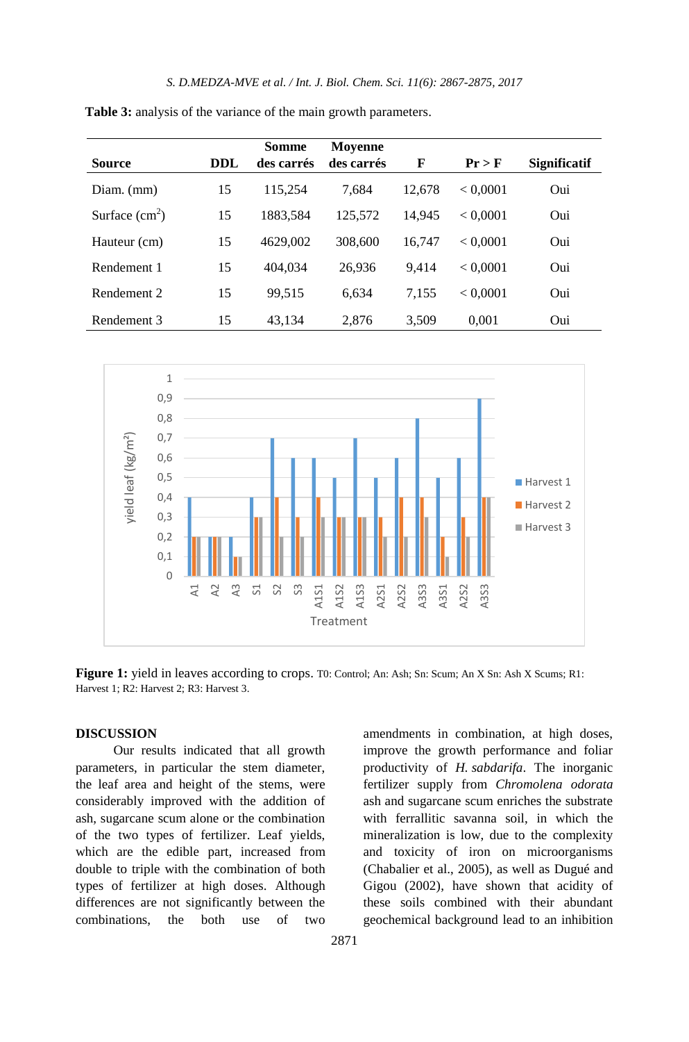**Table 3:** analysis of the variance of the main growth parameters.

| Source | DDL | Somme des carrés | Moyenne des carrés | F | Pr > F | Significatif |
|---|---|---|---|---|---|---|
| Diam. (mm) | 15 | 115,254 | 7,684 | 12,678 | < 0,0001 | Oui |
| Surface ($cm^2$) | 15 | 1883,584 | 125,572 | 14,945 | < 0,0001 | Oui |
| Hauteur (cm) | 15 | 4629,002 | 308,600 | 16,747 | < 0,0001 | Oui |
| Rendement 1 | 15 | 404,034 | 26,936 | 9,414 | < 0,0001 | Oui |
| Rendement 2 | 15 | 99,515 | 6,634 | 7,155 | < 0,0001 | Oui |
| Rendement 3 | 15 | 43,134 | 2,876 | 3,509 | 0,001 | Oui |

**Figure 1:** yield in leaves according to crops. T0: Control; An: Ash; Sn: Scum; An X Sn: Ash X Scums; R1: Harvest 1; R2: Harvest 2; R3: Harvest 3.

## DISCUSSION

Our results indicated that all growth parameters, in particular the stem diameter, the leaf area and height of the stems, were considerably improved with the addition of ash, sugarcane scum alone or the combination of the two types of fertilizer. Leaf yields, which are the edible part, increased from double to triple with the combination of both types of fertilizer at high doses. Although differences are not significantly between the combinations, the both use of two amendments in combination, at high doses, improve the growth performance and foliar productivity of *H. sabdarifa*. The inorganic fertilizer supply from *Chromolena odorata* ash and sugarcane scum enriches the substrate with ferrallitic savanna soil, in which the mineralization is low, due to the complexity and toxicity of iron on microorganisms (Chabalier et al., 2005), as well as Dugué and Gigou (2002), have shown that acidity of these soils combined with their abundant geochemical background lead to an inhibition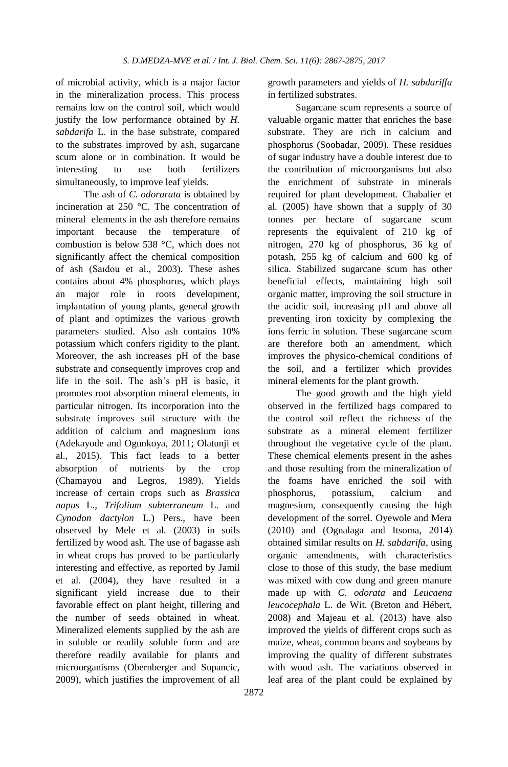of microbial activity, which is a major factor in the mineralization process. This process remains low on the control soil, which would justify the low performance obtained by *H. sabdarifa* L. in the base substrate, compared to the substrates improved by ash, sugarcane scum alone or in combination. It would be interesting to use both fertilizers simultaneously, to improve leaf yields.

The ash of *C. odorarata* is obtained by incineration at 250 °C. The concentration of mineral elements in the ash therefore remains important because the temperature of combustion is below 538 °C, which does not significantly affect the chemical composition of ash (Saıdou et al., 2003). These ashes contains about 4% phosphorus, which plays an major role in roots development, implantation of young plants, general growth of plant and optimizes the various growth parameters studied. Also ash contains 10% potassium which confers rigidity to the plant. Moreover, the ash increases pH of the base substrate and consequently improves crop and life in the soil. The ash's pH is basic, it promotes root absorption mineral elements, in particular nitrogen. Its incorporation into the substrate improves soil structure with the addition of calcium and magnesium ions (Adekayode and Ogunkoya, 2011; Olatunji et al., 2015). This fact leads to a better absorption of nutrients by the crop (Chamayou and Legros, 1989). Yields increase of certain crops such as *Brassica napus* L., *Trifolium subterraneum* L. and *Cynodon dactylon* L.) Pers., have been observed by Mele et al. (2003) in soils fertilized by wood ash. The use of bagasse ash in wheat crops has proved to be particularly interesting and effective, as reported by Jamil et al. (2004), they have resulted in a significant yield increase due to their favorable effect on plant height, tillering and the number of seeds obtained in wheat. Mineralized elements supplied by the ash are in soluble or readily soluble form and are therefore readily available for plants and microorganisms (Obernberger and Supancic, 2009), which justifies the improvement of all growth parameters and yields of *H. sabdariffa* in fertilized substrates.

Sugarcane scum represents a source of valuable organic matter that enriches the base substrate. They are rich in calcium and phosphorus (Soobadar, 2009). These residues of sugar industry have a double interest due to the contribution of microorganisms but also the enrichment of substrate in minerals required for plant development. Chabalier et al. (2005) have shown that a supply of 30 tonnes per hectare of sugarcane scum represents the equivalent of 210 kg of nitrogen, 270 kg of phosphorus, 36 kg of potash, 255 kg of calcium and 600 kg of silica. Stabilized sugarcane scum has other beneficial effects, maintaining high soil organic matter, improving the soil structure in the acidic soil, increasing pH and above all preventing iron toxicity by complexing the ions ferric in solution. These sugarcane scum are therefore both an amendment, which improves the physico-chemical conditions of the soil, and a fertilizer which provides mineral elements for the plant growth.

The good growth and the high yield observed in the fertilized bags compared to the control soil reflect the richness of the substrate as a mineral element fertilizer throughout the vegetative cycle of the plant. These chemical elements present in the ashes and those resulting from the mineralization of the foams have enriched the soil with phosphorus, potassium, calcium and magnesium, consequently causing the high development of the sorrel. Oyewole and Mera (2010) and (Ognalaga and Itsoma, 2014) obtained similar results on *H. sabdarifa*, using organic amendments, with characteristics close to those of this study, the base medium was mixed with cow dung and green manure made up with *C. odorata* and *Leucaena leucocephala* L. de Wit. (Breton and Hébert, 2008) and Majeau et al. (2013) have also improved the yields of different crops such as maize, wheat, common beans and soybeans by improving the quality of different substrates with wood ash. The variations observed in leaf area of the plant could be explained by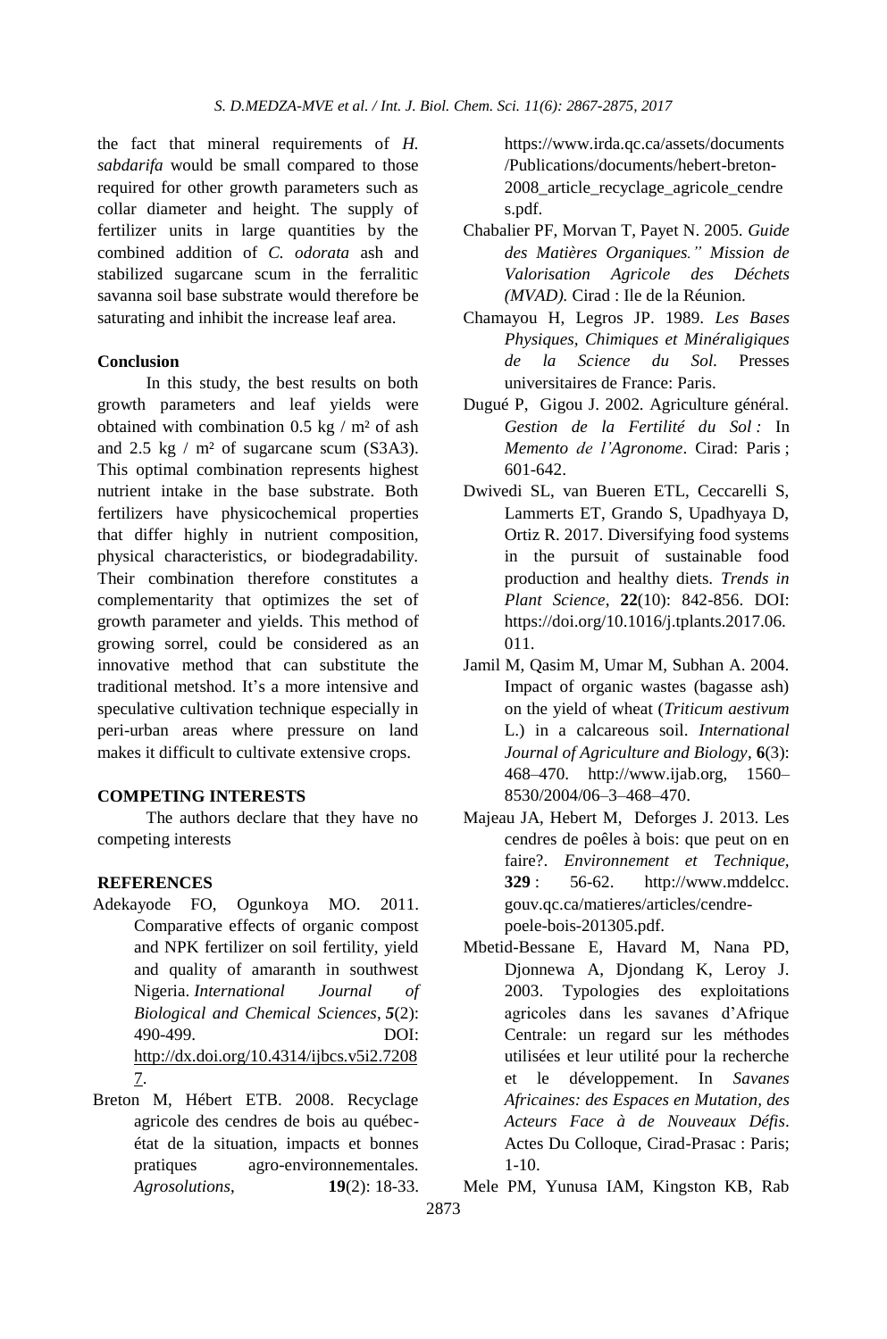the fact that mineral requirements of *H. sabdarifa* would be small compared to those required for other growth parameters such as collar diameter and height. The supply of fertilizer units in large quantities by the combined addition of *C. odorata* ash and stabilized sugarcane scum in the ferralitic savanna soil base substrate would therefore be saturating and inhibit the increase leaf area.

**Conclusion**

In this study, the best results on both growth parameters and leaf yields were obtained with combination 0.5 kg / m² of ash and 2.5 kg / m² of sugarcane scum (S3A3). This optimal combination represents highest nutrient intake in the base substrate. Both fertilizers have physicochemical properties that differ highly in nutrient composition, physical characteristics, or biodegradability. Their combination therefore constitutes a complementarity that optimizes the set of growth parameter and yields. This method of growing sorrel, could be considered as an innovative method that can substitute the traditional metshod. It's a more intensive and speculative cultivation technique especially in peri-urban areas where pressure on land makes it difficult to cultivate extensive crops.

**COMPETING INTERESTS**

The authors declare that they have no competing interests

**REFERENCES**

Adekayode FO, Ogunkoya MO. 2011. Comparative effects of organic compost and NPK fertilizer on soil fertility, yield and quality of amaranth in southwest Nigeria. *International Journal of Biological and Chemical Sciences*, ***5***(2): 490-499. DOI: http://dx.doi.org/10.4314/ijbcs.v5i2.72087.

Breton M, Hébert ETB. 2008. Recyclage agricole des cendres de bois au québec-état de la situation, impacts et bonnes pratiques agro-environnementales. *Agrosolutions*, **19**(2): 18-33. https://www.irda.qc.ca/assets/documents/Publications/documents/hebert-breton-2008_article_recyclage_agricole_cendres.pdf.

Chabalier PF, Morvan T, Payet N. 2005. *Guide des Matières Organiques." Mission de Valorisation Agricole des Déchets (MVAD).* Cirad : Ile de la Réunion.

Chamayou H, Legros JP. 1989. *Les Bases Physiques, Chimiques et Minéraligiques de la Science du Sol.* Presses universitaires de France: Paris.

Dugué P, Gigou J. 2002. Agriculture général. *Gestion de la Fertilité du Sol :* In *Memento de l'Agronome*. Cirad: Paris ; 601-642.

Dwivedi SL, van Bueren ETL, Ceccarelli S, Lammerts ET, Grando S, Upadhyaya D, Ortiz R. 2017. Diversifying food systems in the pursuit of sustainable food production and healthy diets. *Trends in Plant Science*, **22**(10): 842-856. DOI: https://doi.org/10.1016/j.tplants.2017.06.011.

Jamil M, Qasim M, Umar M, Subhan A. 2004. Impact of organic wastes (bagasse ash) on the yield of wheat (*Triticum aestivum* L.) in a calcareous soil. *International Journal of Agriculture and Biology*, **6**(3): 468–470. http://www.ijab.org, 1560–8530/2004/06–3–468–470.

Majeau JA, Hebert M, Deforges J. 2013. Les cendres de poêles à bois: que peut on en faire?. *Environnement et Technique*, **329** : 56-62. http://www.mddelcc.gouv.qc.ca/matieres/articles/cendre-poele-bois-201305.pdf.

Mbetid-Bessane E, Havard M, Nana PD, Djonnewa A, Djondang K, Leroy J. 2003. Typologies des exploitations agricoles dans les savanes d'Afrique Centrale: un regard sur les méthodes utilisées et leur utilité pour la recherche et le développement. In *Savanes Africaines: des Espaces en Mutation, des Acteurs Face à de Nouveaux Défis*. Actes Du Colloque, Cirad-Prasac : Paris; 1-10.

Mele PM, Yunusa IAM, Kingston KB, Rab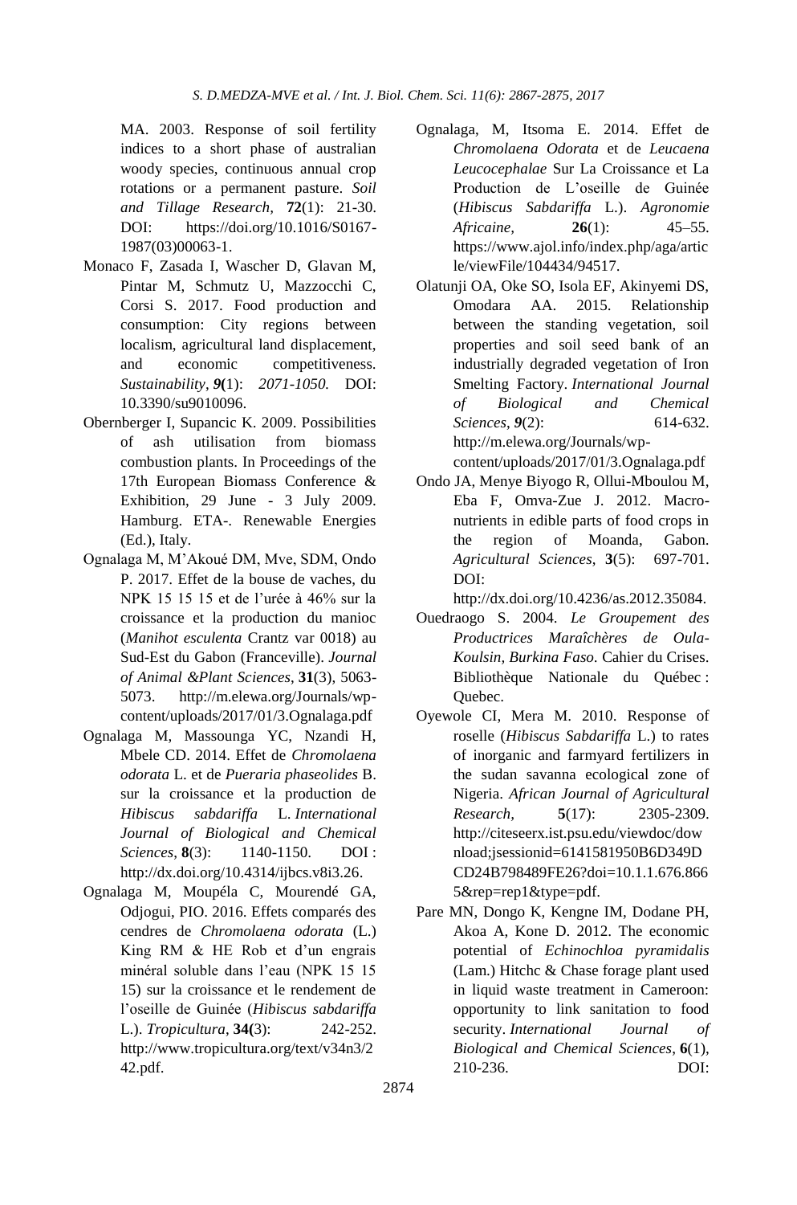MA. 2003. Response of soil fertility indices to a short phase of australian woody species, continuous annual crop rotations or a permanent pasture. *Soil and Tillage Research*, **72**(1): 21-30. DOI: https://doi.org/10.1016/S0167-1987(03)00063-1.

Monaco F, Zasada I, Wascher D, Glavan M, Pintar M, Schmutz U, Mazzocchi C, Corsi S. 2017. Food production and consumption: City regions between localism, agricultural land displacement, and economic competitiveness. *Sustainability*, ***9*(**1): *2071-1050.* DOI: 10.3390/su9010096.

Obernberger I, Supancic K. 2009. Possibilities of ash utilisation from biomass combustion plants. In Proceedings of the 17th European Biomass Conference & Exhibition, 29 June - 3 July 2009. Hamburg. ETA-. Renewable Energies (Ed.), Italy.

Ognalaga M, M'Akoué DM, Mve, SDM, Ondo P. 2017. Effet de la bouse de vaches, du NPK 15 15 15 et de l'urée à 46% sur la croissance et la production du manioc (*Manihot esculenta* Crantz var 0018) au Sud-Est du Gabon (Franceville). *Journal of Animal &Plant Sciences*, **31**(3), 5063-5073. http://m.elewa.org/Journals/wp-content/uploads/2017/01/3.Ognalaga.pdf

Ognalaga M, Massounga YC, Nzandi H, Mbele CD. 2014. Effet de *Chromolaena odorata* L. et de *Pueraria phaseolides* B. sur la croissance et la production de *Hibiscus sabdariffa* L. *International Journal of Biological and Chemical Sciences*, **8**(3): 1140-1150. DOI : http://dx.doi.org/10.4314/ijbcs.v8i3.26.

Ognalaga M, Moupéla C, Mourendé GA, Odjogui, PIO. 2016. Effets comparés des cendres de *Chromolaena odorata* (L.) King RM & HE Rob et d'un engrais minéral soluble dans l'eau (NPK 15 15 15) sur la croissance et le rendement de l'oseille de Guinée (*Hibiscus sabdariffa* L.). *Tropicultura*, **34(**3): 242-252. http://www.tropicultura.org/text/v34n3/242.pdf.

Ognalaga, M, Itsoma E. 2014. Effet de *Chromolaena Odorata* et de *Leucaena Leucocephalae* Sur La Croissance et La Production de L'oseille de Guinée (*Hibiscus Sabdariffa* L.). *Agronomie Africaine*, **26**(1): 45–55. https://www.ajol.info/index.php/aga/article/viewFile/104434/94517.

Olatunji OA, Oke SO, Isola EF, Akinyemi DS, Omodara AA. 2015. Relationship between the standing vegetation, soil properties and soil seed bank of an industrially degraded vegetation of Iron Smelting Factory. *International Journal of Biological and Chemical Sciences*, ***9***(2): 614-632. http://m.elewa.org/Journals/wp-content/uploads/2017/01/3.Ognalaga.pdf

Ondo JA, Menye Biyogo R, Ollui-Mboulou M, Eba F, Omva-Zue J. 2012. Macro-nutrients in edible parts of food crops in the region of Moanda, Gabon. *Agricultural Sciences*, **3**(5): 697-701. DOI: http://dx.doi.org/10.4236/as.2012.35084.

Ouedraogo S. 2004. *Le Groupement des Productrices Maraîchères de Oula-Koulsin, Burkina Faso*. Cahier du Crises. Bibliothèque Nationale du Québec : Quebec.

Oyewole CI, Mera M. 2010. Response of roselle (*Hibiscus Sabdariffa* L.) to rates of inorganic and farmyard fertilizers in the sudan savanna ecological zone of Nigeria. *African Journal of Agricultural Research,* **5**(17): 2305-2309. http://citeseerx.ist.psu.edu/viewdoc/download;jsessionid=6141581950B6D349DCD24B798489FE26?doi=10.1.1.676.8665&rep=rep1&type=pdf.

Pare MN, Dongo K, Kengne IM, Dodane PH, Akoa A, Kone D. 2012. The economic potential of *Echinochloa pyramidalis* (Lam.) Hitchc & Chase forage plant used in liquid waste treatment in Cameroon: opportunity to link sanitation to food security. *International Journal of Biological and Chemical Sciences,* **6**(1), 210-236. DOI: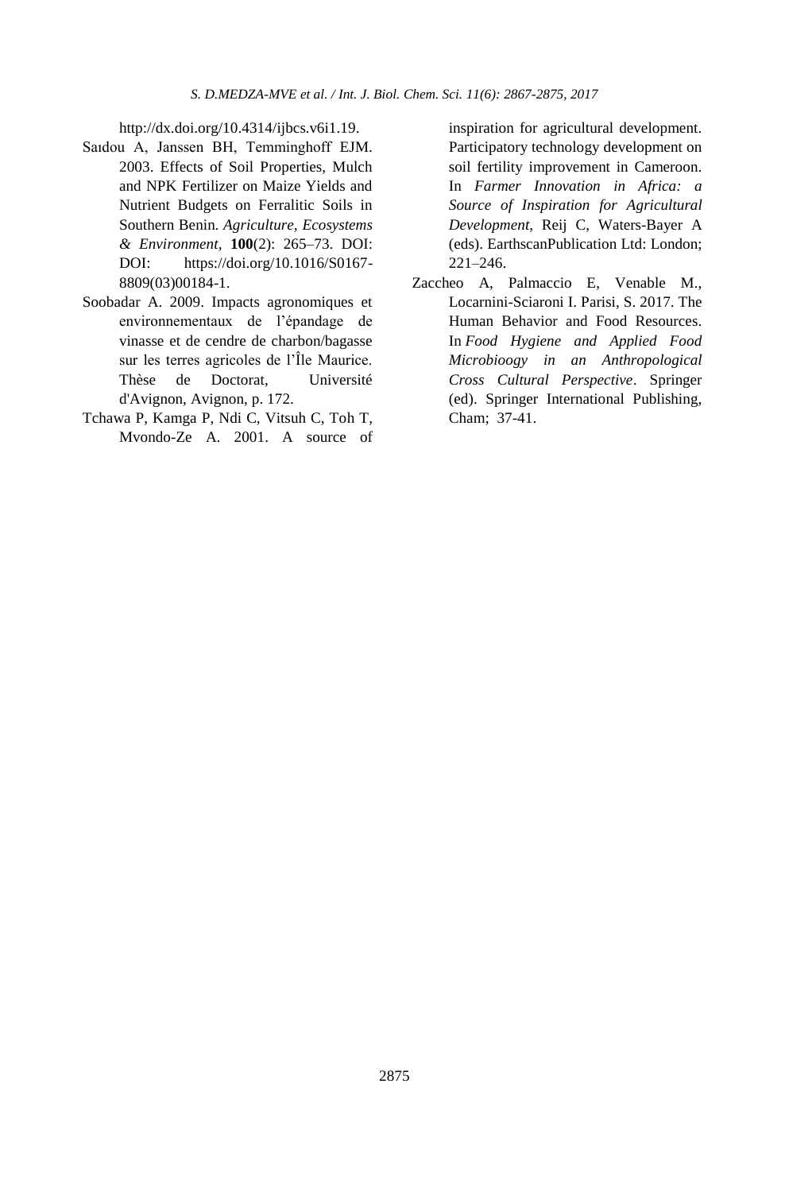http://dx.doi.org/10.4314/ijbcs.v6i1.19.

Saıdou A, Janssen BH, Temminghoff EJM. 2003. Effects of Soil Properties, Mulch and NPK Fertilizer on Maize Yields and Nutrient Budgets on Ferralitic Soils in Southern Benin. *Agriculture, Ecosystems & Environment*, **100**(2): 265–73. DOI: DOI: https://doi.org/10.1016/S0167-8809(03)00184-1.

Soobadar A. 2009. Impacts agronomiques et environnementaux de l'épandage de vinasse et de cendre de charbon/bagasse sur les terres agricoles de l'Île Maurice. Thèse de Doctorat, Université d'Avignon, Avignon, p. 172.

Tchawa P, Kamga P, Ndi C, Vitsuh C, Toh T, Mvondo-Ze A. 2001. A source of inspiration for agricultural development. Participatory technology development on soil fertility improvement in Cameroon. In *Farmer Innovation in Africa: a Source of Inspiration for Agricultural Development*, Reij C, Waters-Bayer A (eds). EarthscanPublication Ltd: London; 221–246.

Zaccheo A, Palmaccio E, Venable M., Locarnini-Sciaroni I. Parisi, S. 2017. The Human Behavior and Food Resources. In *Food Hygiene and Applied Food Microbioogy in an Anthropological Cross Cultural Perspective*. Springer (ed). Springer International Publishing, Cham; 37-41.